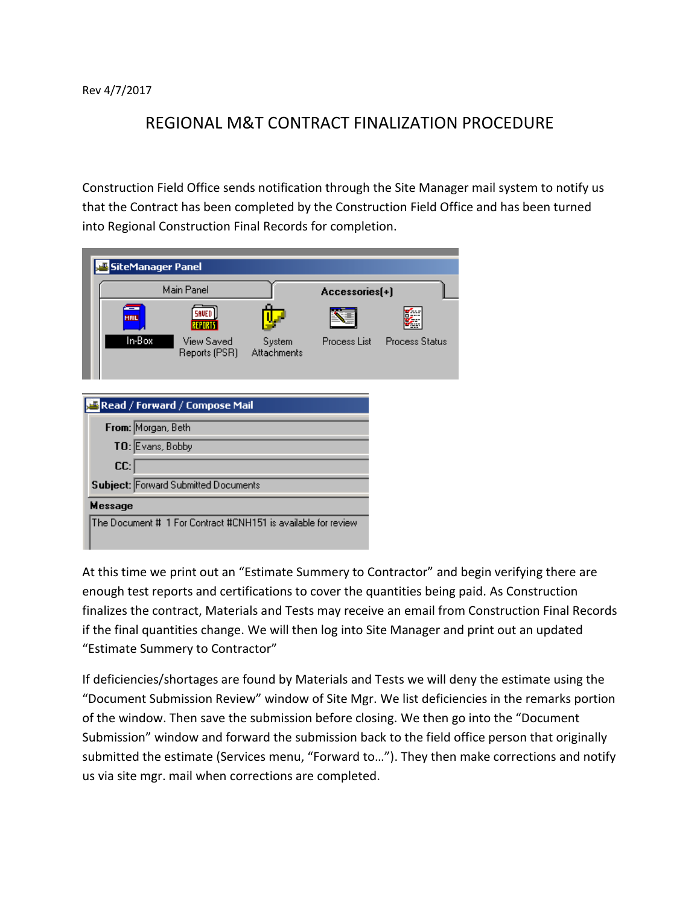Rev 4/7/2017

# REGIONAL M&T CONTRACT FINALIZATION PROCEDURE

Construction Field Office sends notification through the Site Manager mail system to notify us that the Contract has been completed by the Construction Field Office and has been turned into Regional Construction Final Records for completion.

At this time we print out an "Estimate Summery to Contractor" and begin verifying there are enough test reports and certifications to cover the quantities being paid. As Construction finalizes the contract, Materials and Tests may receive an email from Construction Final Records if the final quantities change. We will then log into Site Manager and print out an updated "Estimate Summery to Contractor"

If deficiencies/shortages are found by Materials and Tests we will deny the estimate using the "Document Submission Review" window of Site Mgr. We list deficiencies in the remarks portion of the window. Then save the submission before closing. We then go into the "Document Submission" window and forward the submission back to the field office person that originally submitted the estimate (Services menu, "Forward to…"). They then make corrections and notify us via site mgr. mail when corrections are completed.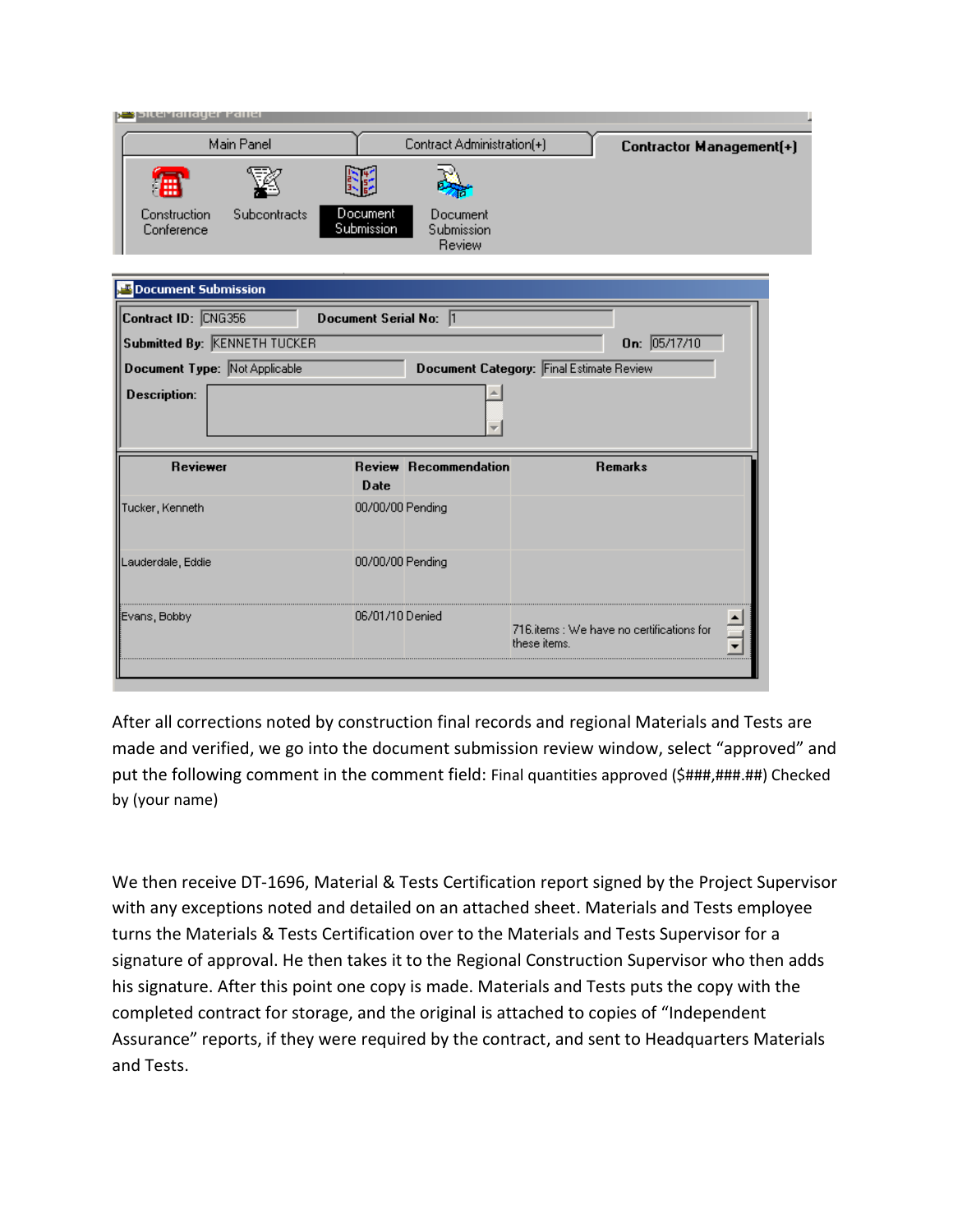SiteManager Panel

| Main Panel | Contract Administration(+) | Contractor Management(+) |
| --- | --- | --- |

Construction Conference | Subcontracts | Document Submission | Document Submission Review

**Document Submission**

**Contract ID:** CNG356 **Document Serial No:** 1

**Submitted By:** KENNETH TUCKER **On:** 05/17/10

**Document Type:** Not Applicable **Document Category:** Final Estimate Review

**Description:**

| Reviewer | Review Date | Recommendation | Remarks |
| --- | --- | --- | --- |
| Tucker, Kenneth | 00/00/00 | Pending | |
| Lauderdale, Eddie | 00/00/00 | Pending | |
| Evans, Bobby | 06/01/10 | Denied | 716.items : We have no certifications for these items. |

After all corrections noted by construction final records and regional Materials and Tests are made and verified, we go into the document submission review window, select "approved" and put the following comment in the comment field: Final quantities approved ($###,###.##) Checked by (your name)

We then receive DT-1696, Material & Tests Certification report signed by the Project Supervisor with any exceptions noted and detailed on an attached sheet. Materials and Tests employee turns the Materials & Tests Certification over to the Materials and Tests Supervisor for a signature of approval. He then takes it to the Regional Construction Supervisor who then adds his signature. After this point one copy is made. Materials and Tests puts the copy with the completed contract for storage, and the original is attached to copies of "Independent Assurance" reports, if they were required by the contract, and sent to Headquarters Materials and Tests.